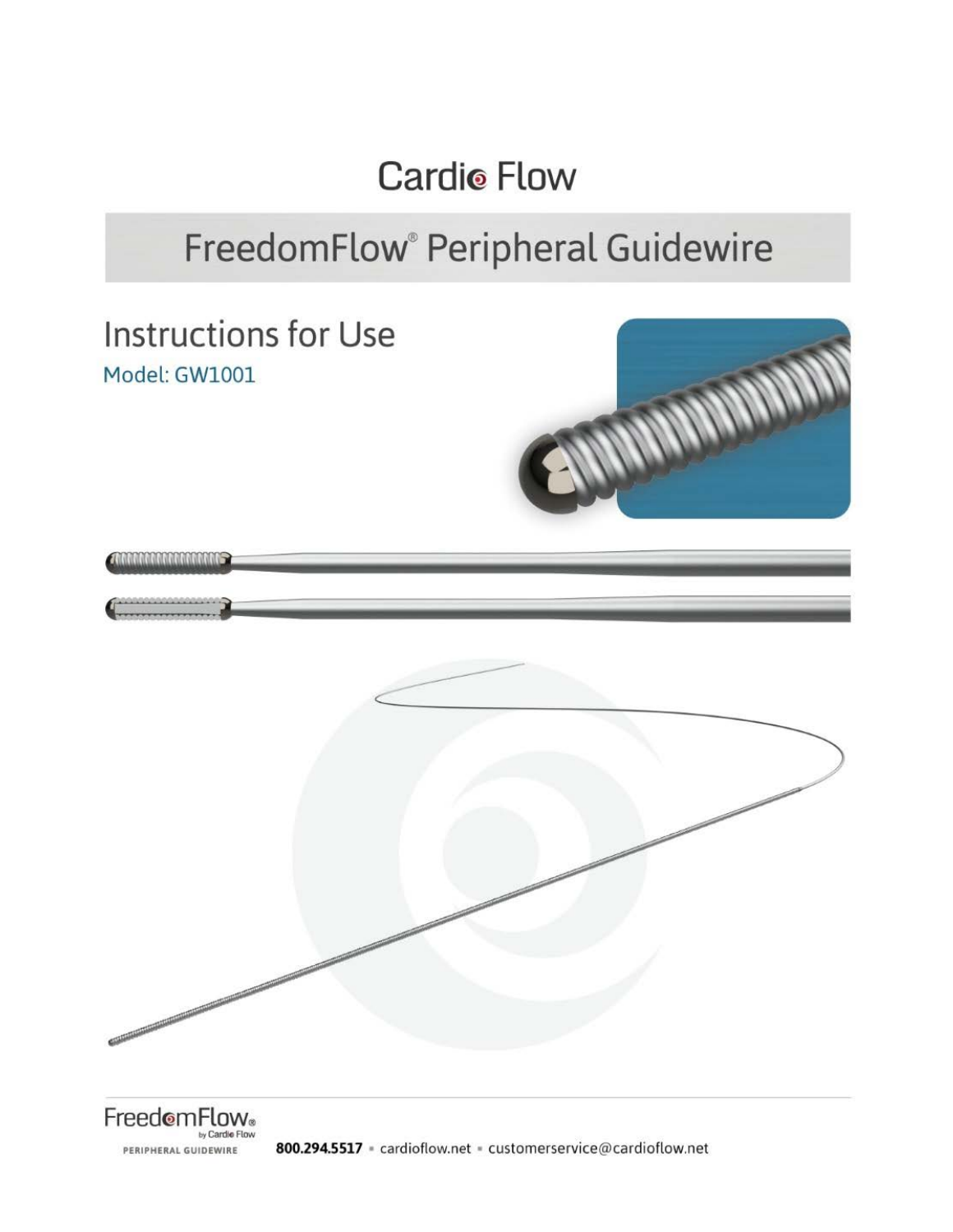# Cardio Flow

## FreedomFlow® Peripheral Guidewire

### Instructions for Use

Model: GW1001

FreedomFlow® by Cardio Flow

PERIPHERAL GUIDEWIRE

**800.294.5517** • cardioflow.net • customerservice@cardioflow.net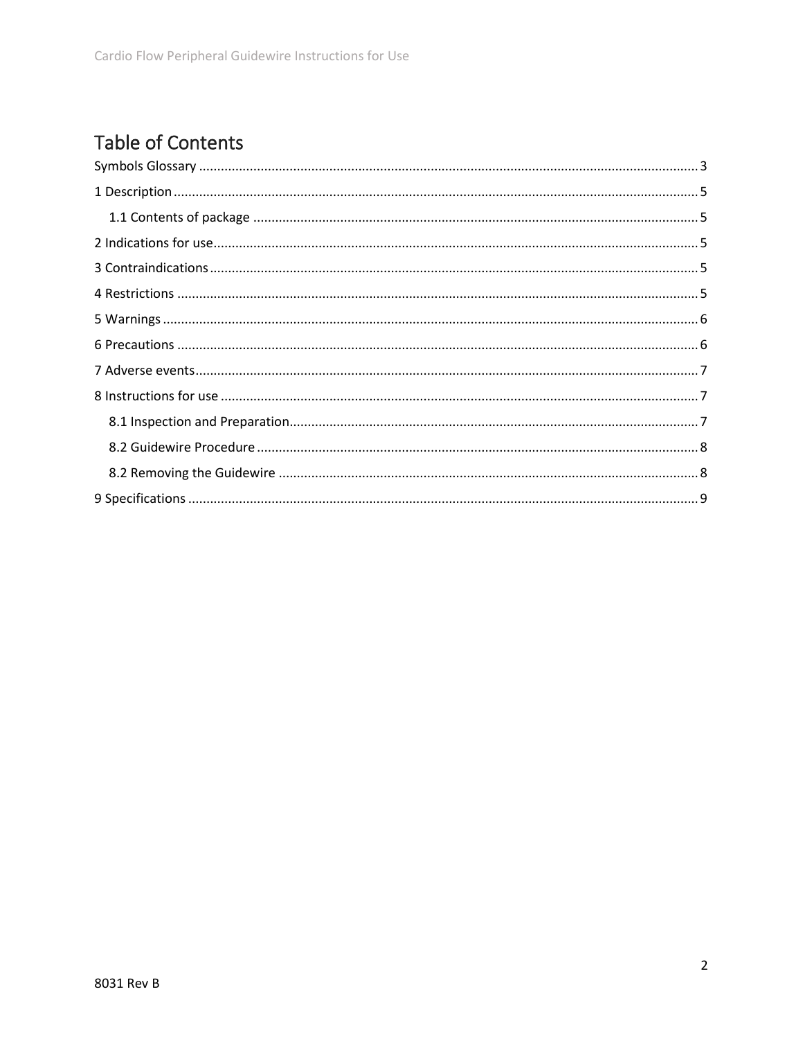# Table of Contents

Symbols Glossary ........................................................................ 3

1 Description ................................................................................ 5

  1.1 Contents of package ............................................................. 5

2 Indications for use ..................................................................... 5

3 Contraindications ....................................................................... 5

4 Restrictions ................................................................................ 5

5 Warnings .................................................................................... 6

6 Precautions ................................................................................ 6

7 Adverse events ........................................................................... 7

8 Instructions for use .................................................................... 7

  8.1 Inspection and Preparation .................................................... 7

  8.2 Guidewire Procedure ............................................................. 8

  8.2 Removing the Guidewire ....................................................... 8

9 Specifications ............................................................................. 9

8031 Rev B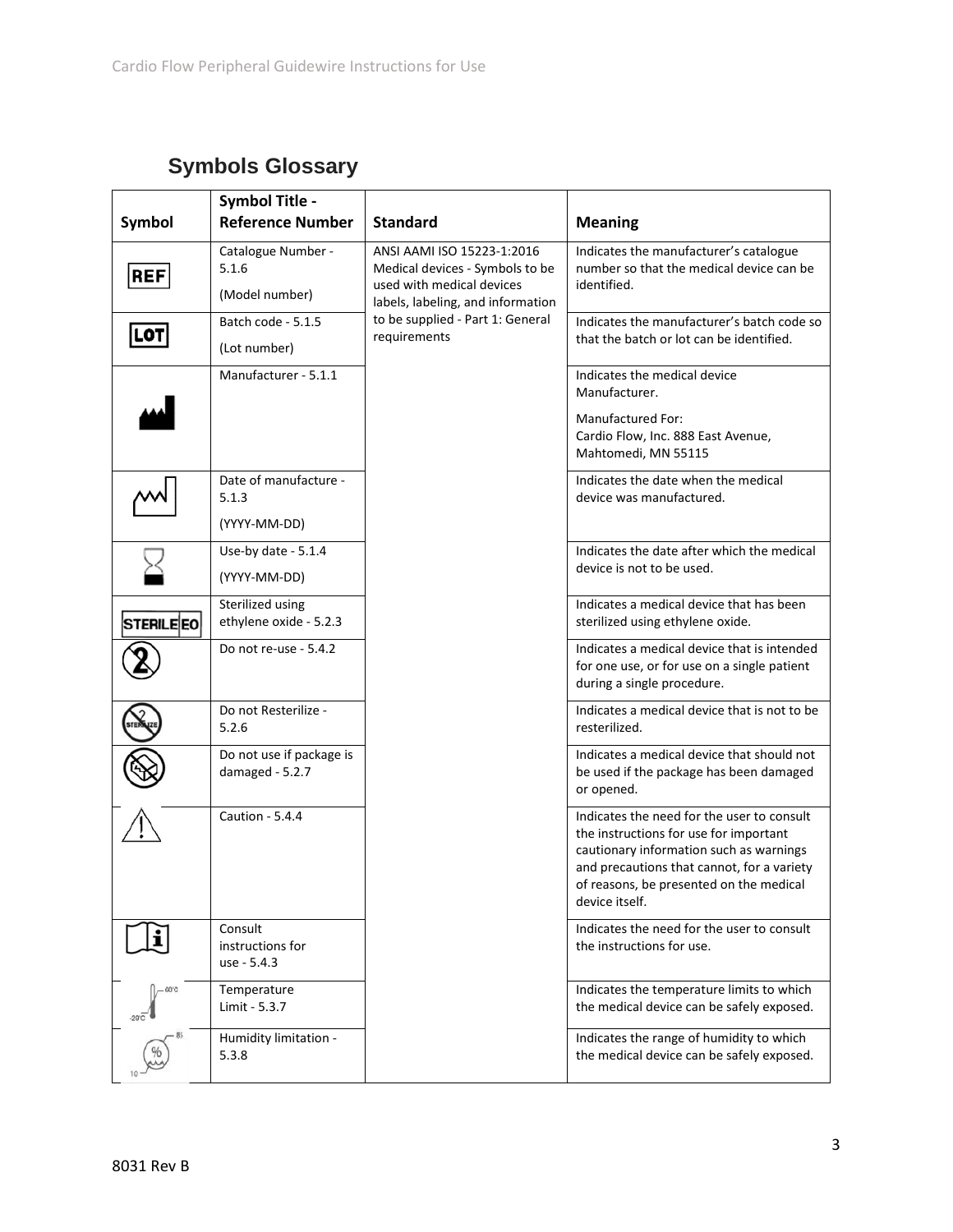## Symbols Glossary

| Symbol | Symbol Title - Reference Number | Standard | Meaning |
|---|---|---|---|
| REF | Catalogue Number - 5.1.6<br>(Model number) | ANSI AAMI ISO 15223-1:2016 Medical devices - Symbols to be used with medical devices labels, labeling, and information to be supplied - Part 1: General requirements | Indicates the manufacturer's catalogue number so that the medical device can be identified. |
| LOT | Batch code - 5.1.5<br>(Lot number) | | Indicates the manufacturer's batch code so that the batch or lot can be identified. |
| | Manufacturer - 5.1.1 | | Indicates the medical device Manufacturer.<br>Manufactured For:<br>Cardio Flow, Inc. 888 East Avenue, Mahtomedi, MN 55115 |
| | Date of manufacture - 5.1.3<br>(YYYY-MM-DD) | | Indicates the date when the medical device was manufactured. |
| | Use-by date - 5.1.4<br>(YYYY-MM-DD) | | Indicates the date after which the medical device is not to be used. |
| STERILE EO | Sterilized using ethylene oxide - 5.2.3 | | Indicates a medical device that has been sterilized using ethylene oxide. |
| | Do not re-use - 5.4.2 | | Indicates a medical device that is intended for one use, or for use on a single patient during a single procedure. |
| | Do not Resterilize - 5.2.6 | | Indicates a medical device that is not to be resterilized. |
| | Do not use if package is damaged - 5.2.7 | | Indicates a medical device that should not be used if the package has been damaged or opened. |
| | Caution - 5.4.4 | | Indicates the need for the user to consult the instructions for use for important cautionary information such as warnings and precautions that cannot, for a variety of reasons, be presented on the medical device itself. |
| | Consult instructions for use - 5.4.3 | | Indicates the need for the user to consult the instructions for use. |
| -20°C / 60°C | Temperature Limit - 5.3.7 | | Indicates the temperature limits to which the medical device can be safely exposed. |
| 10 / 85 | Humidity limitation - 5.3.8 | | Indicates the range of humidity to which the medical device can be safely exposed. |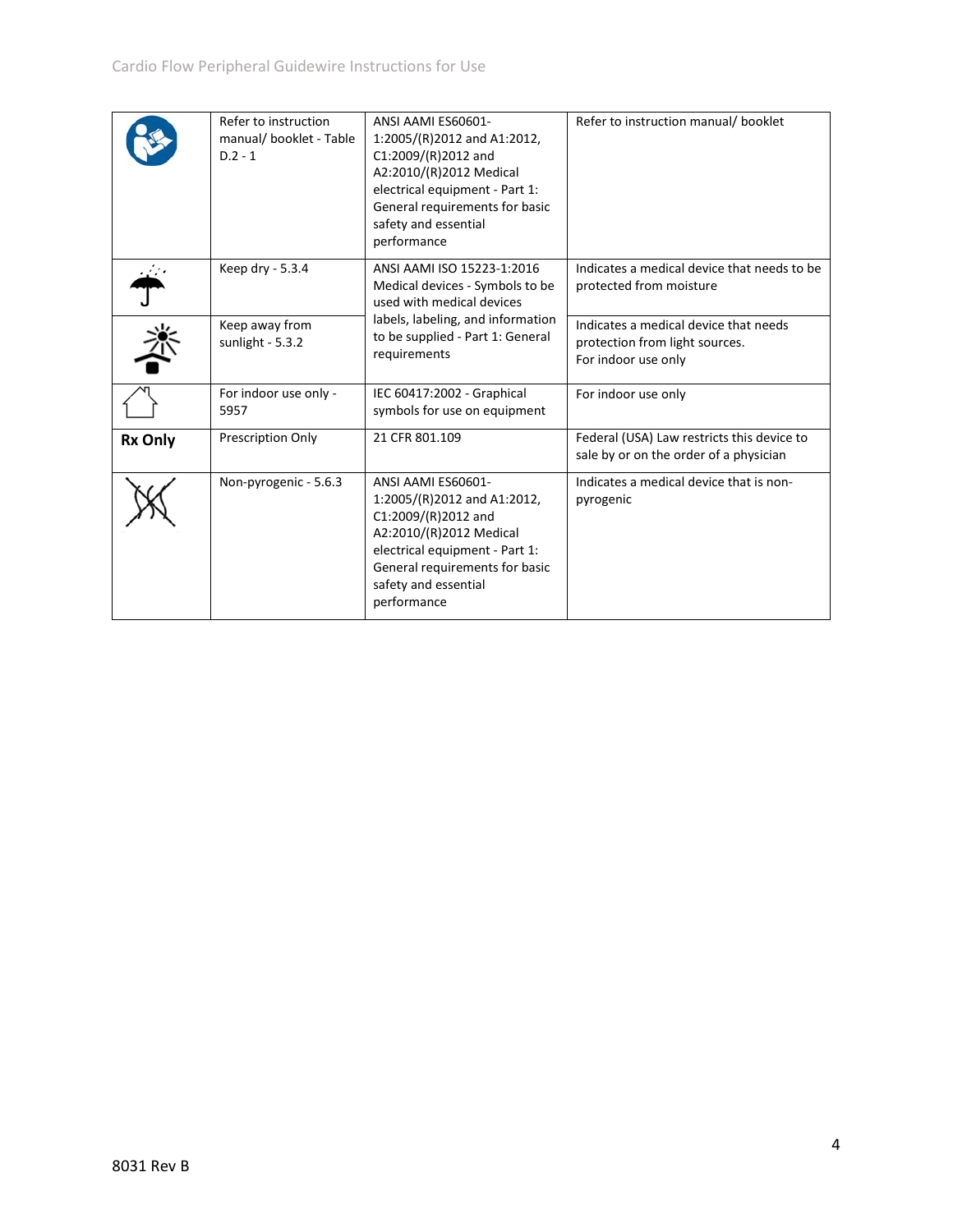| | | | |
|---|---|---|---|
| | Refer to instruction manual/ booklet - Table D.2 - 1 | ANSI AAMI ES60601-1:2005/(R)2012 and A1:2012, C1:2009/(R)2012 and A2:2010/(R)2012 Medical electrical equipment - Part 1: General requirements for basic safety and essential performance | Refer to instruction manual/ booklet |
| | Keep dry - 5.3.4 | ANSI AAMI ISO 15223-1:2016 Medical devices - Symbols to be used with medical devices labels, labeling, and information to be supplied - Part 1: General requirements | Indicates a medical device that needs to be protected from moisture |
| | Keep away from sunlight - 5.3.2 | | Indicates a medical device that needs protection from light sources. For indoor use only |
| | For indoor use only - 5957 | IEC 60417:2002 - Graphical symbols for use on equipment | For indoor use only |
| **Rx Only** | Prescription Only | 21 CFR 801.109 | Federal (USA) Law restricts this device to sale by or on the order of a physician |
| | Non-pyrogenic - 5.6.3 | ANSI AAMI ES60601-1:2005/(R)2012 and A1:2012, C1:2009/(R)2012 and A2:2010/(R)2012 Medical electrical equipment - Part 1: General requirements for basic safety and essential performance | Indicates a medical device that is non-pyrogenic |

8031 Rev B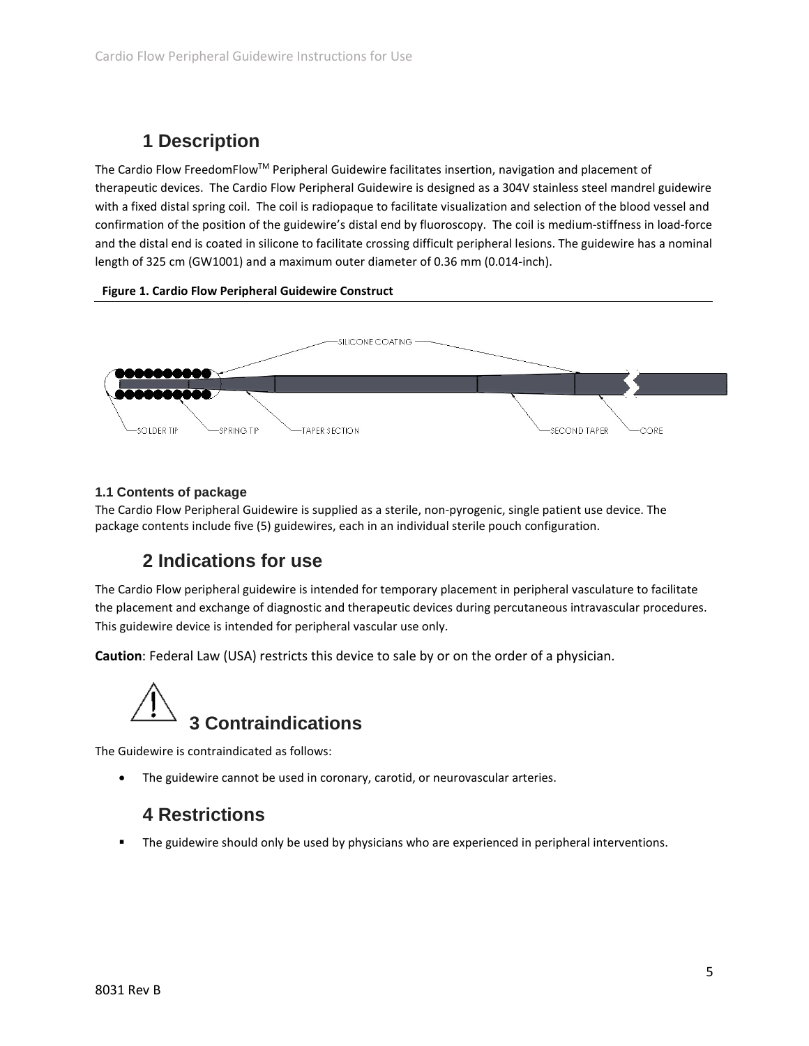# 1 Description

The Cardio Flow FreedomFlow[TM] Peripheral Guidewire facilitates insertion, navigation and placement of therapeutic devices. The Cardio Flow Peripheral Guidewire is designed as a 304V stainless steel mandrel guidewire with a fixed distal spring coil. The coil is radiopaque to facilitate visualization and selection of the blood vessel and confirmation of the position of the guidewire's distal end by fluoroscopy. The coil is medium-stiffness in load-force and the distal end is coated in silicone to facilitate crossing difficult peripheral lesions. The guidewire has a nominal length of 325 cm (GW1001) and a maximum outer diameter of 0.36 mm (0.014-inch).

**Figure 1. Cardio Flow Peripheral Guidewire Construct**

SILICONE COATING

SOLDER TIP — SPRING TIP — TAPER SECTION — SECOND TAPER — CORE

### 1.1 Contents of package

The Cardio Flow Peripheral Guidewire is supplied as a sterile, non-pyrogenic, single patient use device. The package contents include five (5) guidewires, each in an individual sterile pouch configuration.

# 2 Indications for use

The Cardio Flow peripheral guidewire is intended for temporary placement in peripheral vasculature to facilitate the placement and exchange of diagnostic and therapeutic devices during percutaneous intravascular procedures. This guidewire device is intended for peripheral vascular use only.

**Caution**: Federal Law (USA) restricts this device to sale by or on the order of a physician.

# 3 Contraindications

The Guidewire is contraindicated as follows:

- The guidewire cannot be used in coronary, carotid, or neurovascular arteries.

# 4 Restrictions

- The guidewire should only be used by physicians who are experienced in peripheral interventions.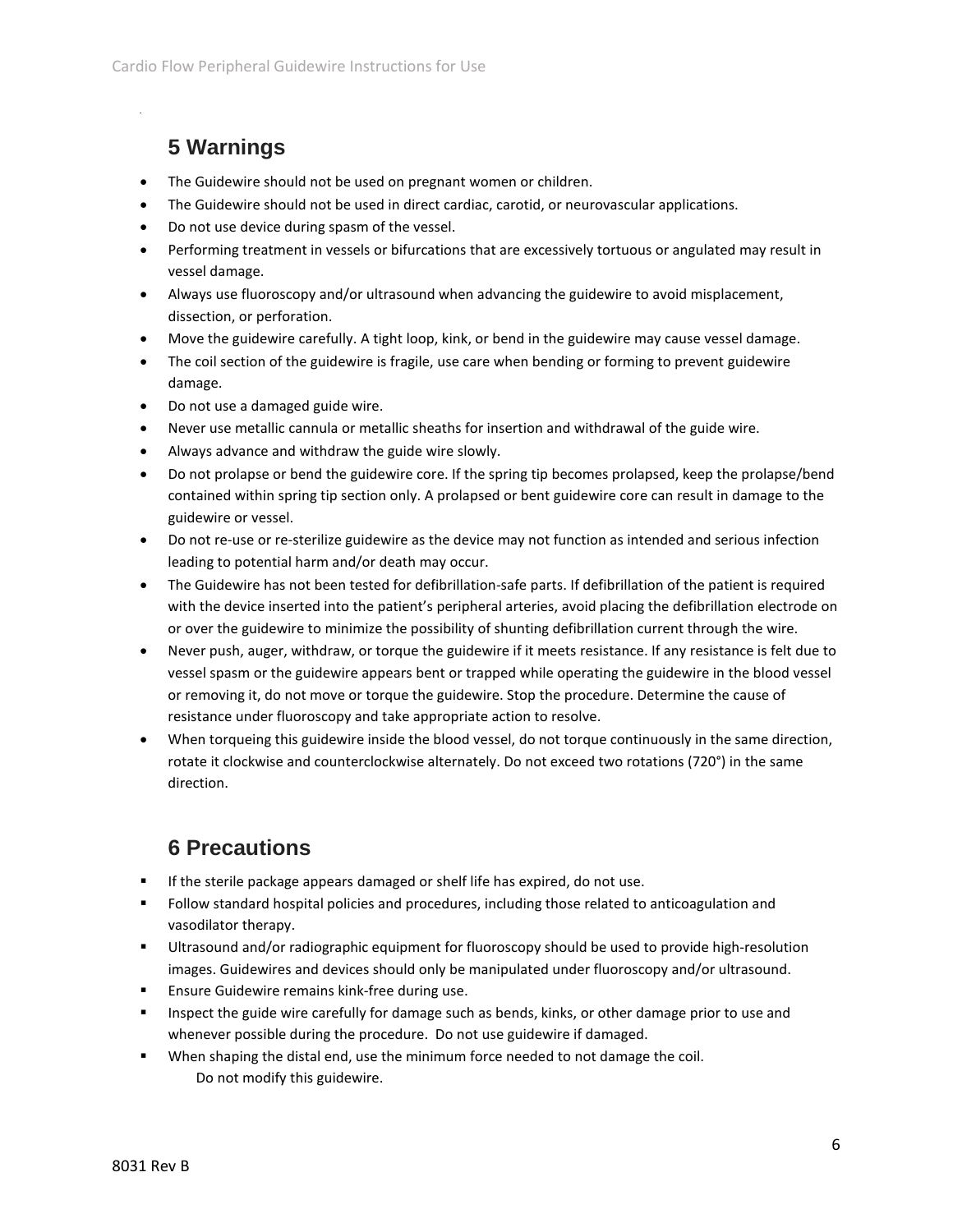## 5 Warnings

- The Guidewire should not be used on pregnant women or children.
- The Guidewire should not be used in direct cardiac, carotid, or neurovascular applications.
- Do not use device during spasm of the vessel.
- Performing treatment in vessels or bifurcations that are excessively tortuous or angulated may result in vessel damage.
- Always use fluoroscopy and/or ultrasound when advancing the guidewire to avoid misplacement, dissection, or perforation.
- Move the guidewire carefully. A tight loop, kink, or bend in the guidewire may cause vessel damage.
- The coil section of the guidewire is fragile, use care when bending or forming to prevent guidewire damage.
- Do not use a damaged guide wire.
- Never use metallic cannula or metallic sheaths for insertion and withdrawal of the guide wire.
- Always advance and withdraw the guide wire slowly.
- Do not prolapse or bend the guidewire core. If the spring tip becomes prolapsed, keep the prolapse/bend contained within spring tip section only. A prolapsed or bent guidewire core can result in damage to the guidewire or vessel.
- Do not re-use or re-sterilize guidewire as the device may not function as intended and serious infection leading to potential harm and/or death may occur.
- The Guidewire has not been tested for defibrillation-safe parts. If defibrillation of the patient is required with the device inserted into the patient's peripheral arteries, avoid placing the defibrillation electrode on or over the guidewire to minimize the possibility of shunting defibrillation current through the wire.
- Never push, auger, withdraw, or torque the guidewire if it meets resistance. If any resistance is felt due to vessel spasm or the guidewire appears bent or trapped while operating the guidewire in the blood vessel or removing it, do not move or torque the guidewire. Stop the procedure. Determine the cause of resistance under fluoroscopy and take appropriate action to resolve.
- When torqueing this guidewire inside the blood vessel, do not torque continuously in the same direction, rotate it clockwise and counterclockwise alternately. Do not exceed two rotations (720°) in the same direction.

## 6 Precautions

- If the sterile package appears damaged or shelf life has expired, do not use.
- Follow standard hospital policies and procedures, including those related to anticoagulation and vasodilator therapy.
- Ultrasound and/or radiographic equipment for fluoroscopy should be used to provide high-resolution images. Guidewires and devices should only be manipulated under fluoroscopy and/or ultrasound.
- Ensure Guidewire remains kink-free during use.
- Inspect the guide wire carefully for damage such as bends, kinks, or other damage prior to use and whenever possible during the procedure. Do not use guidewire if damaged.
- When shaping the distal end, use the minimum force needed to not damage the coil.
  Do not modify this guidewire.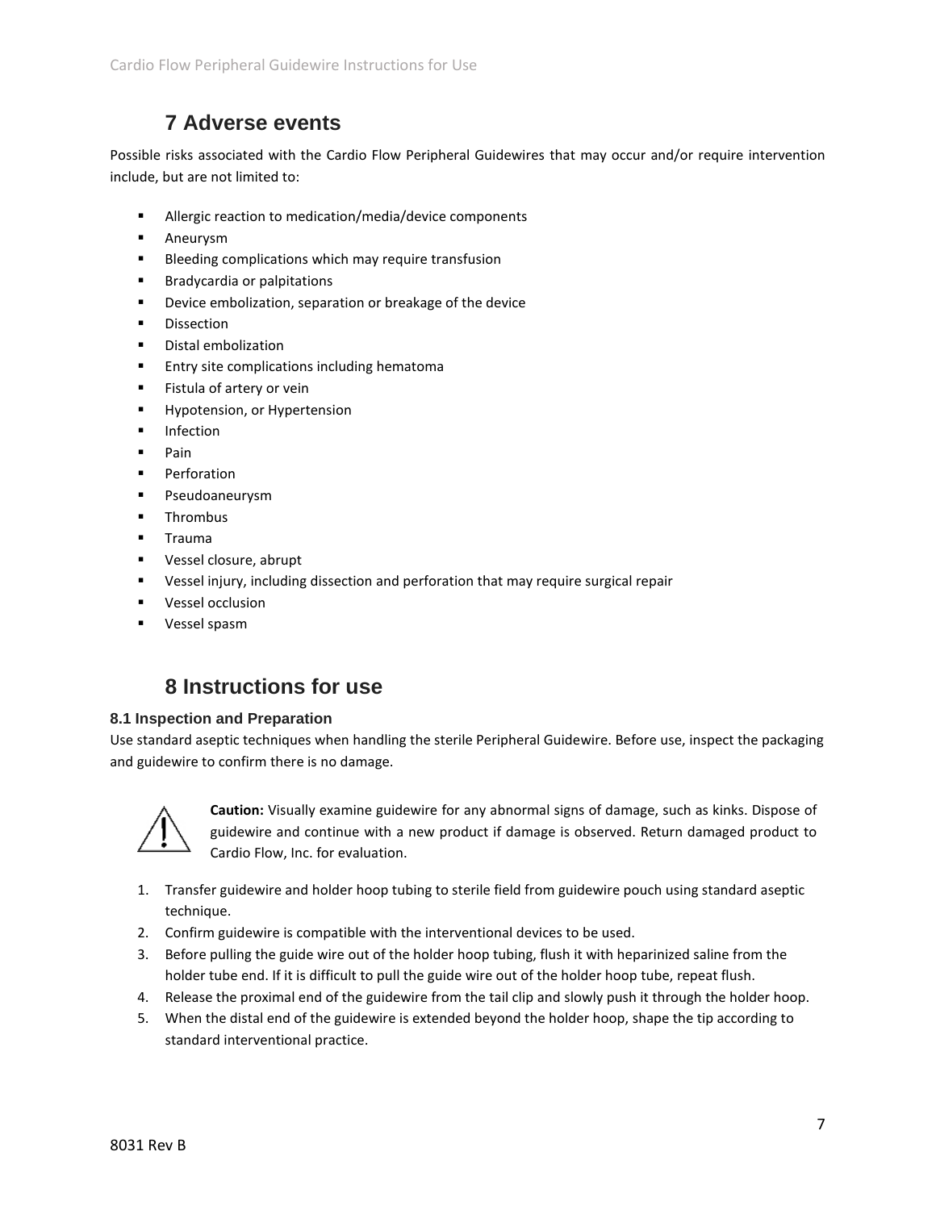## 7 Adverse events

Possible risks associated with the Cardio Flow Peripheral Guidewires that may occur and/or require intervention include, but are not limited to:

- Allergic reaction to medication/media/device components
- Aneurysm
- Bleeding complications which may require transfusion
- Bradycardia or palpitations
- Device embolization, separation or breakage of the device
- Dissection
- Distal embolization
- Entry site complications including hematoma
- Fistula of artery or vein
- Hypotension, or Hypertension
- Infection
- Pain
- Perforation
- Pseudoaneurysm
- Thrombus
- Trauma
- Vessel closure, abrupt
- Vessel injury, including dissection and perforation that may require surgical repair
- Vessel occlusion
- Vessel spasm

## 8 Instructions for use

### 8.1 Inspection and Preparation

Use standard aseptic techniques when handling the sterile Peripheral Guidewire. Before use, inspect the packaging and guidewire to confirm there is no damage.

**Caution:** Visually examine guidewire for any abnormal signs of damage, such as kinks. Dispose of guidewire and continue with a new product if damage is observed. Return damaged product to Cardio Flow, Inc. for evaluation.

1. Transfer guidewire and holder hoop tubing to sterile field from guidewire pouch using standard aseptic technique.
2. Confirm guidewire is compatible with the interventional devices to be used.
3. Before pulling the guide wire out of the holder hoop tubing, flush it with heparinized saline from the holder tube end. If it is difficult to pull the guide wire out of the holder hoop tube, repeat flush.
4. Release the proximal end of the guidewire from the tail clip and slowly push it through the holder hoop.
5. When the distal end of the guidewire is extended beyond the holder hoop, shape the tip according to standard interventional practice.

8031 Rev B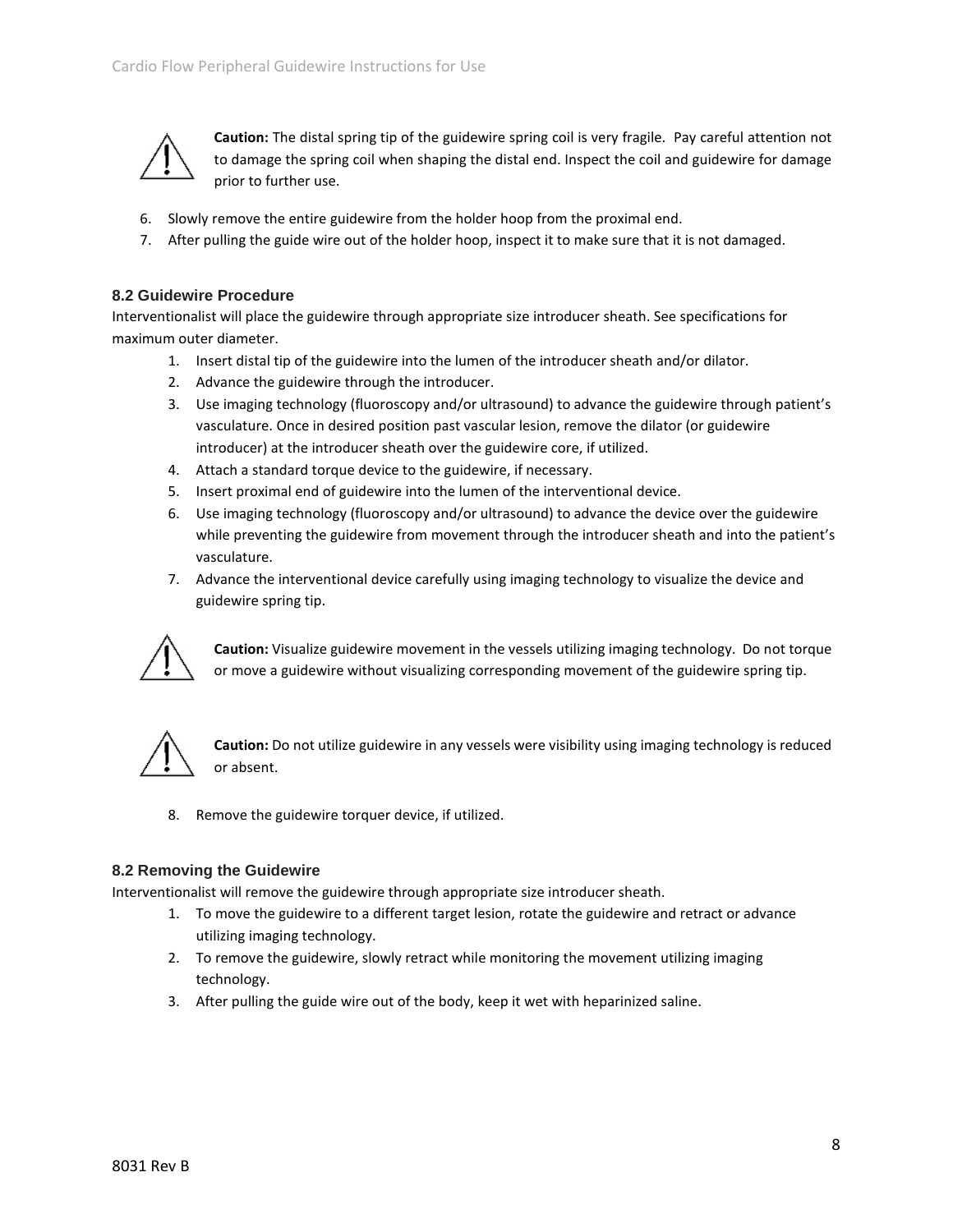**Caution:** The distal spring tip of the guidewire spring coil is very fragile. Pay careful attention not to damage the spring coil when shaping the distal end. Inspect the coil and guidewire for damage prior to further use.

6. Slowly remove the entire guidewire from the holder hoop from the proximal end.
7. After pulling the guide wire out of the holder hoop, inspect it to make sure that it is not damaged.

### 8.2 Guidewire Procedure

Interventionalist will place the guidewire through appropriate size introducer sheath. See specifications for maximum outer diameter.

1. Insert distal tip of the guidewire into the lumen of the introducer sheath and/or dilator.
2. Advance the guidewire through the introducer.
3. Use imaging technology (fluoroscopy and/or ultrasound) to advance the guidewire through patient's vasculature. Once in desired position past vascular lesion, remove the dilator (or guidewire introducer) at the introducer sheath over the guidewire core, if utilized.
4. Attach a standard torque device to the guidewire, if necessary.
5. Insert proximal end of guidewire into the lumen of the interventional device.
6. Use imaging technology (fluoroscopy and/or ultrasound) to advance the device over the guidewire while preventing the guidewire from movement through the introducer sheath and into the patient's vasculature.
7. Advance the interventional device carefully using imaging technology to visualize the device and guidewire spring tip.

**Caution:** Visualize guidewire movement in the vessels utilizing imaging technology. Do not torque or move a guidewire without visualizing corresponding movement of the guidewire spring tip.

**Caution:** Do not utilize guidewire in any vessels were visibility using imaging technology is reduced or absent.

8. Remove the guidewire torquer device, if utilized.

### 8.2 Removing the Guidewire

Interventionalist will remove the guidewire through appropriate size introducer sheath.

1. To move the guidewire to a different target lesion, rotate the guidewire and retract or advance utilizing imaging technology.
2. To remove the guidewire, slowly retract while monitoring the movement utilizing imaging technology.
3. After pulling the guide wire out of the body, keep it wet with heparinized saline.

8031 Rev B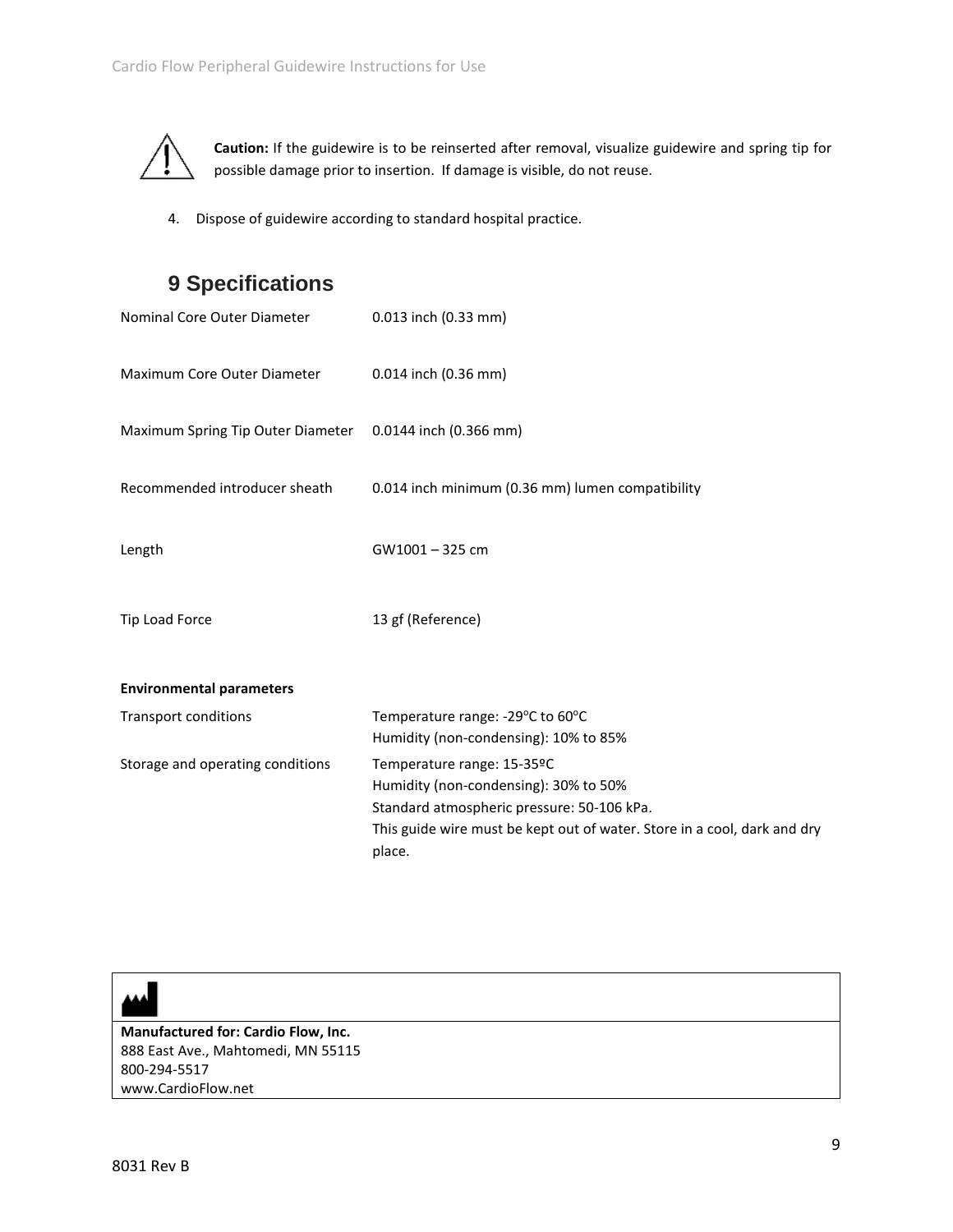**Caution:** If the guidewire is to be reinserted after removal, visualize guidewire and spring tip for possible damage prior to insertion. If damage is visible, do not reuse.

4. Dispose of guidewire according to standard hospital practice.

# 9 Specifications

| | |
|---|---|
| Nominal Core Outer Diameter | 0.013 inch (0.33 mm) |
| Maximum Core Outer Diameter | 0.014 inch (0.36 mm) |
| Maximum Spring Tip Outer Diameter | 0.0144 inch (0.366 mm) |
| Recommended introducer sheath | 0.014 inch minimum (0.36 mm) lumen compatibility |
| Length | GW1001 – 325 cm |
| Tip Load Force | 13 gf (Reference) |

**Environmental parameters**

| | |
|---|---|
| Transport conditions | Temperature range: -29°C to 60°C<br>Humidity (non-condensing): 10% to 85% |
| Storage and operating conditions | Temperature range: 15-35ºC<br>Humidity (non-condensing): 30% to 50%<br>Standard atmospheric pressure: 50-106 kPa.<br>This guide wire must be kept out of water. Store in a cool, dark and dry place. |

**Manufactured for: Cardio Flow, Inc.**
888 East Ave., Mahtomedi, MN 55115
800-294-5517
www.CardioFlow.net

8031 Rev B